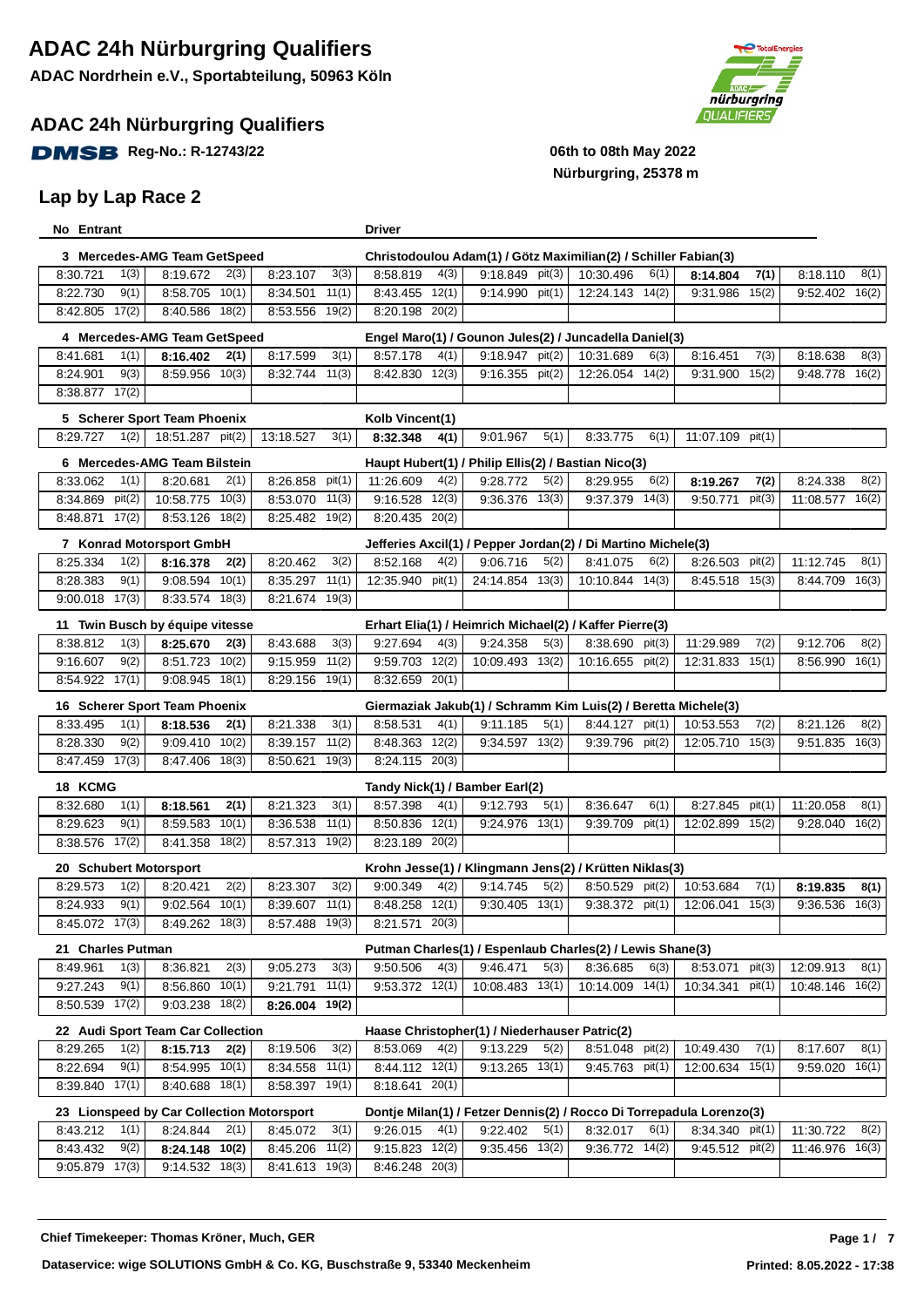# ADAC 24h Nürburgring Qualifiers

**ADAC Nordrhein e.V., Sportabteilung, 50963 Köln**

## ADAC 24h Nürburgring Qualifiers

DMSB Reg-No.: R-12743/22

06th to 08th May 2022
Nürburgring, 25378 m

## Lap by Lap Race 2

**No Entrant** — **Driver**

**3 Mercedes-AMG Team GetSpeed** — Christodoulou Adam(1) / Götz Maximilian(2) / Schiller Fabian(3)

| | | | | | | | |
|---|---|---|---|---|---|---|---|
| 8:30.721 1(3) | 8:19.672 2(3) | 8:23.107 3(3) | 8:58.819 4(3) | 9:18.849 pit(3) | 10:30.496 6(1) | **8:14.804 7(1)** | 8:18.110 8(1) |
| 8:22.730 9(1) | 8:58.705 10(1) | 8:34.501 11(1) | 8:43.455 12(1) | 9:14.990 pit(1) | 12:24.143 14(2) | 9:31.986 15(2) | 9:52.402 16(2) |
| 8:42.805 17(2) | 8:40.586 18(2) | 8:53.556 19(2) | 8:20.198 20(2) | | | | |

**4 Mercedes-AMG Team GetSpeed** — Engel Maro(1) / Gounon Jules(2) / Juncadella Daniel(3)

| | | | | | | | |
|---|---|---|---|---|---|---|---|
| 8:41.681 1(1) | **8:16.402 2(1)** | 8:17.599 3(1) | 8:57.178 4(1) | 9:18.947 pit(2) | 10:31.689 6(3) | 8:16.451 7(3) | 8:18.638 8(3) |
| 8:24.901 9(3) | 8:59.956 10(3) | 8:32.744 11(3) | 8:42.830 12(3) | 9:16.355 pit(2) | 12:26.054 14(2) | 9:31.900 15(2) | 9:48.778 16(2) |
| 8:38.877 17(2) | | | | | | | |

**5 Scherer Sport Team Phoenix** — Kolb Vincent(1)

| | | | | | | | |
|---|---|---|---|---|---|---|---|
| 8:29.727 1(2) | 18:51.287 pit(2) | 13:18.527 3(1) | **8:32.348 4(1)** | 9:01.967 5(1) | 8:33.775 6(1) | 11:07.109 pit(1) | |

**6 Mercedes-AMG Team Bilstein** — Haupt Hubert(1) / Philip Ellis(2) / Bastian Nico(3)

| | | | | | | | |
|---|---|---|---|---|---|---|---|
| 8:33.062 1(1) | 8:20.681 2(1) | 8:26.858 pit(1) | 11:26.609 4(2) | 9:28.772 5(2) | 8:29.955 6(2) | **8:19.267 7(2)** | 8:24.338 8(2) |
| 8:34.869 pit(2) | 10:58.775 10(3) | 8:53.070 11(3) | 9:16.528 12(3) | 9:36.376 13(3) | 9:37.379 14(3) | 9:50.771 pit(3) | 11:08.577 16(2) |
| 8:48.871 17(2) | 8:53.126 18(2) | 8:25.482 19(2) | 8:20.435 20(2) | | | | |

**7 Konrad Motorsport GmbH** — Jefferies Axcil(1) / Pepper Jordan(2) / Di Martino Michele(3)

| | | | | | | | |
|---|---|---|---|---|---|---|---|
| 8:25.334 1(2) | **8:16.378 2(2)** | 8:20.462 3(2) | 8:52.168 4(2) | 9:06.716 5(2) | 8:41.075 6(2) | 8:26.503 pit(2) | 11:12.745 8(1) |
| 8:28.383 9(1) | 9:08.594 10(1) | 8:35.297 11(1) | 12:35.940 pit(1) | 24:14.854 13(3) | 10:10.844 14(3) | 8:45.518 15(3) | 8:44.709 16(3) |
| 9:00.018 17(3) | 8:33.574 18(3) | 8:21.674 19(3) | | | | | |

**11 Twin Busch by équipe vitesse** — Erhart Elia(1) / Heimrich Michael(2) / Kaffer Pierre(3)

| | | | | | | | |
|---|---|---|---|---|---|---|---|
| 8:38.812 1(3) | **8:25.670 2(3)** | 8:43.688 3(3) | 9:27.694 4(3) | 9:24.358 5(3) | 8:38.690 pit(3) | 11:29.989 7(2) | 9:12.706 8(2) |
| 9:16.607 9(2) | 8:51.723 10(2) | 9:15.959 11(2) | 9:59.703 12(2) | 10:09.493 13(2) | 10:16.655 pit(2) | 12:31.833 15(1) | 8:56.990 16(1) |
| 8:54.922 17(1) | 9:08.945 18(1) | 8:29.156 19(1) | 8:32.659 20(1) | | | | |

**16 Scherer Sport Team Phoenix** — Giermaziak Jakub(1) / Schramm Kim Luis(2) / Beretta Michele(3)

| | | | | | | | |
|---|---|---|---|---|---|---|---|
| 8:33.495 1(1) | **8:18.536 2(1)** | 8:21.338 3(1) | 8:58.531 4(1) | 9:11.185 5(1) | 8:44.127 pit(1) | 10:53.553 7(2) | 8:21.126 8(2) |
| 8:28.330 9(2) | 9:09.410 10(2) | 8:39.157 11(2) | 8:48.363 12(2) | 9:34.597 13(2) | 9:39.796 pit(2) | 12:05.710 15(3) | 9:51.835 16(3) |
| 8:47.459 17(3) | 8:47.406 18(3) | 8:50.621 19(3) | 8:24.115 20(3) | | | | |

**18 KCMG** — Tandy Nick(1) / Bamber Earl(2)

| | | | | | | | |
|---|---|---|---|---|---|---|---|
| 8:32.680 1(1) | **8:18.561 2(1)** | 8:21.323 3(1) | 8:57.398 4(1) | 9:12.793 5(1) | 8:36.647 6(1) | 8:27.845 pit(1) | 11:20.058 8(1) |
| 8:29.623 9(1) | 8:59.583 10(1) | 8:36.538 11(1) | 8:50.836 12(1) | 9:24.976 13(1) | 9:39.709 pit(1) | 12:02.899 15(2) | 9:28.040 16(2) |
| 8:38.576 17(2) | 8:41.358 18(2) | 8:57.313 19(2) | 8:23.189 20(2) | | | | |

**20 Schubert Motorsport** — Krohn Jesse(1) / Klingmann Jens(2) / Krütten Niklas(3)

| | | | | | | | |
|---|---|---|---|---|---|---|---|
| 8:29.573 1(2) | 8:20.421 2(2) | 8:23.307 3(2) | 9:00.349 4(2) | 9:14.745 5(2) | 8:50.529 pit(2) | 10:53.684 7(1) | **8:19.835 8(1)** |
| 8:24.933 9(1) | 9:02.564 10(1) | 8:39.607 11(1) | 8:48.258 12(1) | 9:30.405 13(1) | 9:38.372 pit(1) | 12:06.041 15(3) | 9:36.536 16(3) |
| 8:45.072 17(3) | 8:49.262 18(3) | 8:57.488 19(3) | 8:21.571 20(3) | | | | |

**21 Charles Putman** — Putman Charles(1) / Espenlaub Charles(2) / Lewis Shane(3)

| | | | | | | | |
|---|---|---|---|---|---|---|---|
| 8:49.961 1(3) | 8:36.821 2(3) | 9:05.273 3(3) | 9:50.506 4(3) | 9:46.471 5(3) | 8:36.685 6(3) | 8:53.071 pit(3) | 12:09.913 8(1) |
| 9:27.243 9(1) | 8:56.860 10(1) | 9:21.791 11(1) | 9:53.372 12(1) | 10:08.483 13(1) | 10:14.009 14(1) | 10:34.341 pit(1) | 10:48.146 16(2) |
| 8:50.539 17(2) | 9:03.238 18(2) | **8:26.004 19(2)** | | | | | |

**22 Audi Sport Team Car Collection** — Haase Christopher(1) / Niederhauser Patric(2)

| | | | | | | | |
|---|---|---|---|---|---|---|---|
| 8:29.265 1(2) | **8:15.713 2(2)** | 8:19.506 3(2) | 8:53.069 4(2) | 9:13.229 5(2) | 8:51.048 pit(2) | 10:49.430 7(1) | 8:17.607 8(1) |
| 8:22.694 9(1) | 8:54.995 10(1) | 8:34.558 11(1) | 8:44.112 12(1) | 9:13.265 13(1) | 9:45.763 pit(1) | 12:00.634 15(1) | 9:59.020 16(1) |
| 8:39.840 17(1) | 8:40.688 18(1) | 8:58.397 19(1) | 8:18.641 20(1) | | | | |

**23 Lionspeed by Car Collection Motorsport** — Dontje Milan(1) / Fetzer Dennis(2) / Rocco Di Torrepadula Lorenzo(3)

| | | | | | | | |
|---|---|---|---|---|---|---|---|
| 8:43.212 1(1) | 8:24.844 2(1) | 8:45.072 3(1) | 9:26.015 4(1) | 9:22.402 5(1) | 8:32.017 6(1) | 8:34.340 pit(1) | 11:30.722 8(2) |
| 8:43.432 9(2) | **8:24.148 10(2)** | 8:45.206 11(2) | 9:15.823 12(2) | 9:35.456 13(2) | 9:36.772 14(2) | 9:45.512 pit(2) | 11:46.976 16(3) |
| 9:05.879 17(3) | 9:14.532 18(3) | 8:41.613 19(3) | 8:46.248 20(3) | | | | |

**Chief Timekeeper: Thomas Kröner, Much, GER**

**Dataservice: wige SOLUTIONS GmbH & Co. KG, Buschstraße 9, 53340 Meckenheim** — **Printed: 8.05.2022 - 17:38**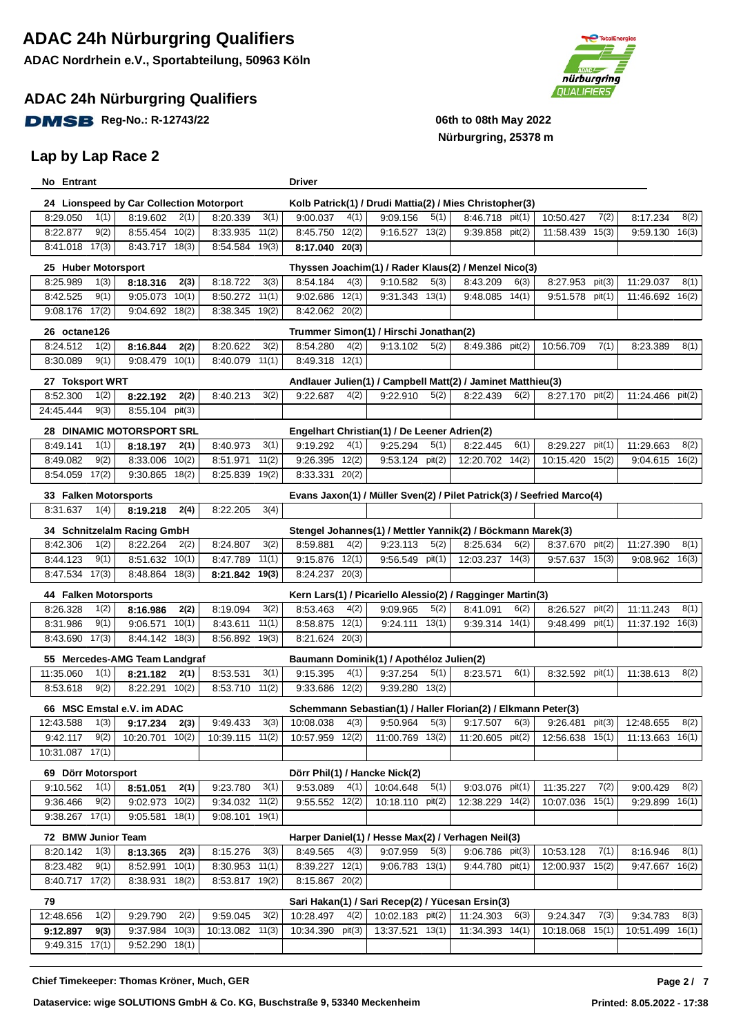# ADAC 24h Nürburgring Qualifiers

**ADAC Nordrhein e.V., Sportabteilung, 50963 Köln**

## ADAC 24h Nürburgring Qualifiers

**DMSB Reg-No.: R-12743/22**

**06th to 08th May 2022**
**Nürburgring, 25378 m**

## Lap by Lap Race 2

| No Entrant | | | | Driver | | | |
|---|---|---|---|---|---|---|---|
| **24 Lionspeed by Car Collection Motorport** | | | | **Kolb Patrick(1) / Drudi Mattia(2) / Mies Christopher(3)** | | | |
| 8:29.050 1(1) | 8:19.602 2(1) | 8:20.339 3(1) | 9:00.037 4(1) | 9:09.156 5(1) | 8:46.718 pit(1) | 10:50.427 7(2) | 8:17.234 8(2) |
| 8:22.877 9(2) | 8:55.454 10(2) | 8:33.935 11(2) | 8:45.750 12(2) | 9:16.527 13(2) | 9:39.858 pit(2) | 11:58.439 15(3) | 9:59.130 16(3) |
| 8:41.018 17(3) | 8:43.717 18(3) | 8:54.584 19(3) | **8:17.040 20(3)** | | | | |
| **25 Huber Motorsport** | | | | **Thyssen Joachim(1) / Rader Klaus(2) / Menzel Nico(3)** | | | |
| 8:25.989 1(3) | **8:18.316 2(3)** | 8:18.722 3(3) | 8:54.184 4(3) | 9:10.582 5(3) | 8:43.209 6(3) | 8:27.953 pit(3) | 11:29.037 8(1) |
| 8:42.525 9(1) | 9:05.073 10(1) | 8:50.272 11(1) | 9:02.686 12(1) | 9:31.343 13(1) | 9:48.085 14(1) | 9:51.578 pit(1) | 11:46.692 16(2) |
| 9:08.176 17(2) | 9:04.692 18(2) | 8:38.345 19(2) | 8:42.062 20(2) | | | | |
| **26 octane126** | | | | **Trummer Simon(1) / Hirschi Jonathan(2)** | | | |
| 8:24.512 1(2) | **8:16.844 2(2)** | 8:20.622 3(2) | 8:54.280 4(2) | 9:13.102 5(2) | 8:49.386 pit(2) | 10:56.709 7(1) | 8:23.389 8(1) |
| 8:30.089 9(1) | 9:08.479 10(1) | 8:40.079 11(1) | 8:49.318 12(1) | | | | |
| **27 Toksport WRT** | | | | **Andlauer Julien(1) / Campbell Matt(2) / Jaminet Matthieu(3)** | | | |
| 8:52.300 1(2) | **8:22.192 2(2)** | 8:40.213 3(2) | 9:22.687 4(2) | 9:22.910 5(2) | 8:22.439 6(2) | 8:27.170 pit(2) | 11:24.466 pit(2) |
| 24:45.444 9(3) | 8:55.104 pit(3) | | | | | | |
| **28 DINAMIC MOTORSPORT SRL** | | | | **Engelhart Christian(1) / De Leener Adrien(2)** | | | |
| 8:49.141 1(1) | **8:18.197 2(1)** | 8:40.973 3(1) | 9:19.292 4(1) | 9:25.294 5(1) | 8:22.445 6(1) | 8:29.227 pit(1) | 11:29.663 8(2) |
| 8:49.082 9(2) | 8:33.006 10(2) | 8:51.971 11(2) | 9:26.395 12(2) | 9:53.124 pit(2) | 12:20.702 14(2) | 10:15.420 15(2) | 9:04.615 16(2) |
| 8:54.059 17(2) | 9:30.865 18(2) | 8:25.839 19(2) | 8:33.331 20(2) | | | | |
| **33 Falken Motorsports** | | | | **Evans Jaxon(1) / Müller Sven(2) / Pilet Patrick(3) / Seefried Marco(4)** | | | |
| 8:31.637 1(4) | **8:19.218 2(4)** | 8:22.205 3(4) | | | | | |
| **34 Schnitzelalm Racing GmbH** | | | | **Stengel Johannes(1) / Mettler Yannik(2) / Böckmann Marek(3)** | | | |
| 8:42.306 1(2) | 8:22.264 2(2) | 8:24.807 3(2) | 8:59.881 4(2) | 9:23.113 5(2) | 8:25.634 6(2) | 8:37.670 pit(2) | 11:27.390 8(1) |
| 8:44.123 9(1) | 8:51.632 10(1) | 8:47.789 11(1) | 9:15.876 12(1) | 9:56.549 pit(1) | 12:03.237 14(3) | 9:57.637 15(3) | 9:08.962 16(3) |
| 8:47.534 17(3) | 8:48.864 18(3) | **8:21.842 19(3)** | 8:24.237 20(3) | | | | |
| **44 Falken Motorsports** | | | | **Kern Lars(1) / Picariello Alessio(2) / Ragginger Martin(3)** | | | |
| 8:26.328 1(2) | **8:16.986 2(2)** | 8:19.094 3(2) | 8:53.463 4(2) | 9:09.965 5(2) | 8:41.091 6(2) | 8:26.527 pit(2) | 11:11.243 8(1) |
| 8:31.986 9(1) | 9:06.571 10(1) | 8:43.611 11(1) | 8:58.875 12(1) | 9:24.111 13(1) | 9:39.314 14(1) | 9:48.499 pit(1) | 11:37.192 16(3) |
| 8:43.690 17(3) | 8:44.142 18(3) | 8:56.892 19(3) | 8:21.624 20(3) | | | | |
| **55 Mercedes-AMG Team Landgraf** | | | | **Baumann Dominik(1) / Apothéloz Julien(2)** | | | |
| 11:35.060 1(1) | **8:21.182 2(1)** | 8:53.531 3(1) | 9:15.395 4(1) | 9:37.254 5(1) | 8:23.571 6(1) | 8:32.592 pit(1) | 11:38.613 8(2) |
| 8:53.618 9(2) | 8:22.291 10(2) | 8:53.710 11(2) | 9:33.686 12(2) | 9:39.280 13(2) | | | |
| **66 MSC Emstal e.V. im ADAC** | | | | **Schemmann Sebastian(1) / Haller Florian(2) / Elkmann Peter(3)** | | | |
| 12:43.588 1(3) | **9:17.234 2(3)** | 9:49.433 3(3) | 10:08.038 4(3) | 9:50.964 5(3) | 9:17.507 6(3) | 9:26.481 pit(3) | 12:48.655 8(2) |
| 9:42.117 9(2) | 10:20.701 10(2) | 10:39.115 11(2) | 10:57.959 12(2) | 11:00.769 13(2) | 11:20.605 pit(2) | 12:56.638 15(1) | 11:13.663 16(1) |
| 10:31.087 17(1) | | | | | | | |
| **69 Dörr Motorsport** | | | | **Dörr Phil(1) / Hancke Nick(2)** | | | |
| 9:10.562 1(1) | **8:51.051 2(1)** | 9:23.780 3(1) | 9:53.089 4(1) | 10:04.648 5(1) | 9:03.076 pit(1) | 11:35.227 7(2) | 9:00.429 8(2) |
| 9:36.466 9(2) | 9:02.973 10(2) | 9:34.032 11(2) | 9:55.552 12(2) | 10:18.110 pit(2) | 12:38.229 14(2) | 10:07.036 15(1) | 9:29.899 16(1) |
| 9:38.267 17(1) | 9:05.581 18(1) | 9:08.101 19(1) | | | | | |
| **72 BMW Junior Team** | | | | **Harper Daniel(1) / Hesse Max(2) / Verhagen Neil(3)** | | | |
| 8:20.142 1(3) | **8:13.365 2(3)** | 8:15.276 3(3) | 8:49.565 4(3) | 9:07.959 5(3) | 9:06.786 pit(3) | 10:53.128 7(1) | 8:16.946 8(1) |
| 8:23.482 9(1) | 8:52.991 10(1) | 8:30.953 11(1) | 8:39.227 12(1) | 9:06.783 13(1) | 9:44.780 pit(1) | 12:00.937 15(2) | 9:47.667 16(2) |
| 8:40.717 17(2) | 8:38.931 18(2) | 8:53.817 19(2) | 8:15.867 20(2) | | | | |
| **79** | | | | **Sari Hakan(1) / Sari Recep(2) / Yücesan Ersin(3)** | | | |
| 12:48.656 1(2) | 9:29.790 2(2) | 9:59.045 3(2) | 10:28.497 4(2) | 10:02.183 pit(2) | 11:24.303 6(3) | 9:24.347 7(3) | 9:34.783 8(3) |
| **9:12.897 9(3)** | 9:37.984 10(3) | 10:13.082 11(3) | 10:34.390 pit(3) | 13:37.521 13(1) | 11:34.393 14(1) | 10:18.068 15(1) | 10:51.499 16(1) |
| 9:49.315 17(1) | 9:52.290 18(1) | | | | | | |

**Chief Timekeeper: Thomas Kröner, Much, GER**

**Dataservice: wige SOLUTIONS GmbH & Co. KG, Buschstraße 9, 53340 Meckenheim**

**Printed: 8.05.2022 - 17:38**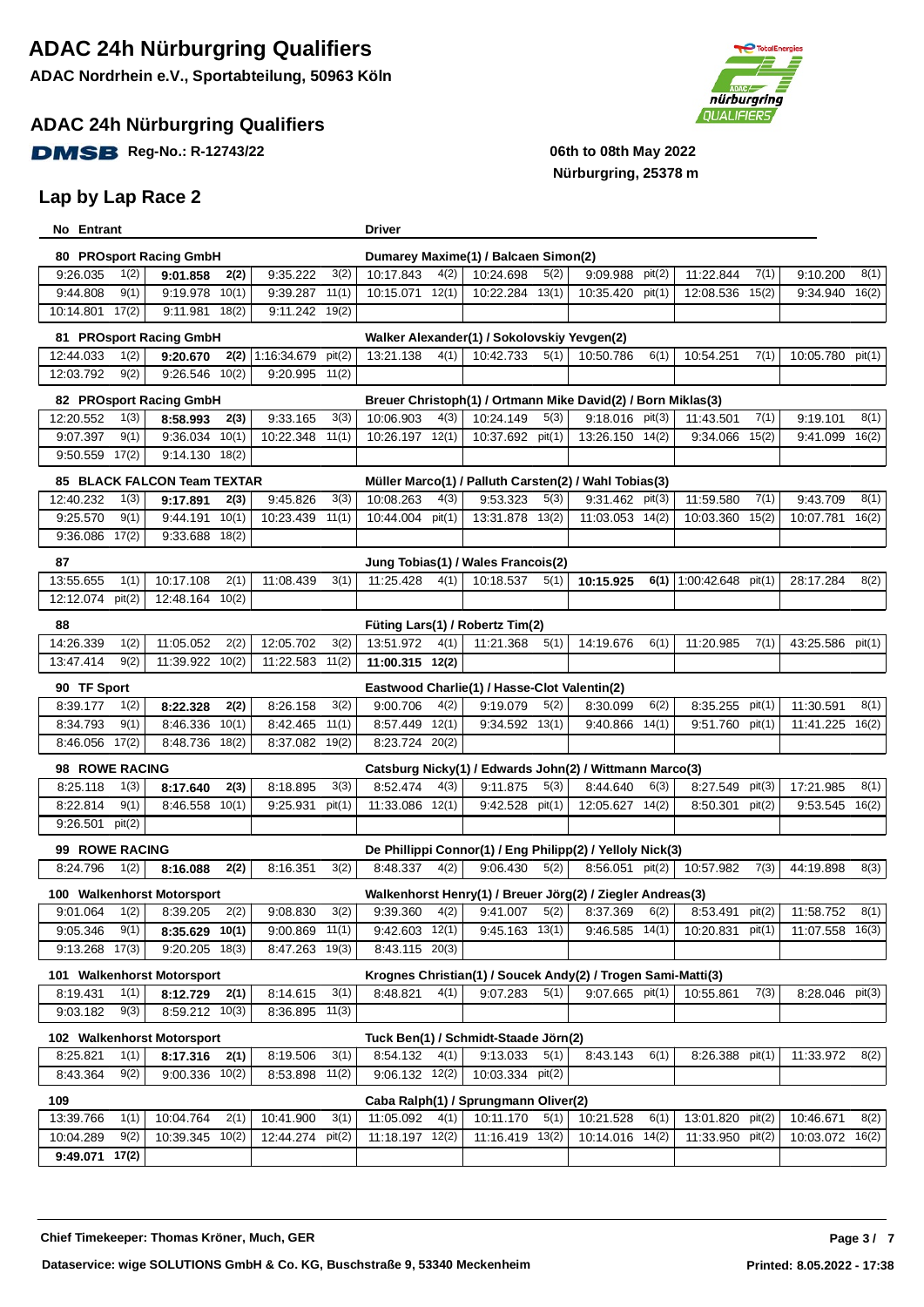# ADAC 24h Nürburgring Qualifiers

**ADAC Nordrhein e.V., Sportabteilung, 50963 Köln**

## ADAC 24h Nürburgring Qualifiers

**DMSB Reg-No.: R-12743/22**

**06th to 08th May 2022**
**Nürburgring, 25378 m**

## Lap by Lap Race 2

| No Entrant | | | | Driver | | | |
|---|---|---|---|---|---|---|---|
| **80 PROsport Racing GmbH** | | | | **Dumarey Maxime(1) / Balcaen Simon(2)** | | | |
| 9:26.035 1(2) | **9:01.858 2(2)** | 9:35.222 3(2) | 10:17.843 4(2) | 10:24.698 5(2) | 9:09.988 pit(2) | 11:22.844 7(1) | 9:10.200 8(1) |
| 9:44.808 9(1) | 9:19.978 10(1) | 9:39.287 11(1) | 10:15.071 12(1) | 10:22.284 13(1) | 10:35.420 pit(1) | 12:08.536 15(2) | 9:34.940 16(2) |
| 10:14.801 17(2) | 9:11.981 18(2) | 9:11.242 19(2) | | | | | |
| **81 PROsport Racing GmbH** | | | | **Walker Alexander(1) / Sokolovskiy Yevgen(2)** | | | |
| 12:44.033 1(2) | **9:20.670 2(2)** | 1:16:34.679 pit(2) | 13:21.138 4(1) | 10:42.733 5(1) | 10:50.786 6(1) | 10:54.251 7(1) | 10:05.780 pit(1) |
| 12:03.792 9(2) | 9:26.546 10(2) | 9:20.995 11(2) | | | | | |
| **82 PROsport Racing GmbH** | | | | **Breuer Christoph(1) / Ortmann Mike David(2) / Born Miklas(3)** | | | |
| 12:20.552 1(3) | **8:58.993 2(3)** | 9:33.165 3(3) | 10:06.903 4(3) | 10:24.149 5(3) | 9:18.016 pit(3) | 11:43.501 7(1) | 9:19.101 8(1) |
| 9:07.397 9(1) | 9:36.034 10(1) | 10:22.348 11(1) | 10:26.197 12(1) | 10:37.692 pit(1) | 13:26.150 14(2) | 9:34.066 15(2) | 9:41.099 16(2) |
| 9:50.559 17(2) | 9:14.130 18(2) | | | | | | |
| **85 BLACK FALCON Team TEXTAR** | | | | **Müller Marco(1) / Palluth Carsten(2) / Wahl Tobias(3)** | | | |
| 12:40.232 1(3) | **9:17.891 2(3)** | 9:45.826 3(3) | 10:08.263 4(3) | 9:53.323 5(3) | 9:31.462 pit(3) | 11:59.580 7(1) | 9:43.709 8(1) |
| 9:25.570 9(1) | 9:44.191 10(1) | 10:23.439 11(1) | 10:44.004 pit(1) | 13:31.878 13(2) | 11:03.053 14(2) | 10:03.360 15(2) | 10:07.781 16(2) |
| 9:36.086 17(2) | 9:33.688 18(2) | | | | | | |
| **87** | | | | **Jung Tobias(1) / Wales Francois(2)** | | | |
| 13:55.655 1(1) | 10:17.108 2(1) | 11:08.439 3(1) | 11:25.428 4(1) | 10:18.537 5(1) | **10:15.925 6(1)** | 1:00:42.648 pit(1) | 28:17.284 8(2) |
| 12:12.074 pit(2) | 12:48.164 10(2) | | | | | | |
| **88** | | | | **Füting Lars(1) / Robertz Tim(2)** | | | |
| 14:26.339 1(2) | 11:05.052 2(2) | 12:05.702 3(2) | 13:51.972 4(1) | 11:21.368 5(1) | 14:19.676 6(1) | 11:20.985 7(1) | 43:25.586 pit(1) |
| 13:47.414 9(2) | 11:39.922 10(2) | 11:22.583 11(2) | **11:00.315 12(2)** | | | | |
| **90 TF Sport** | | | | **Eastwood Charlie(1) / Hasse-Clot Valentin(2)** | | | |
| 8:39.177 1(2) | **8:22.328 2(2)** | 8:26.158 3(2) | 9:00.706 4(2) | 9:19.079 5(2) | 8:30.099 6(2) | 8:35.255 pit(1) | 11:30.591 8(1) |
| 8:34.793 9(1) | 8:46.336 10(1) | 8:42.465 11(1) | 8:57.449 12(1) | 9:34.592 13(1) | 9:40.866 14(1) | 9:51.760 pit(1) | 11:41.225 16(2) |
| 8:46.056 17(2) | 8:48.736 18(2) | 8:37.082 19(2) | 8:23.724 20(2) | | | | |
| **98 ROWE RACING** | | | | **Catsburg Nicky(1) / Edwards John(2) / Wittmann Marco(3)** | | | |
| 8:25.118 1(3) | **8:17.640 2(3)** | 8:18.895 3(3) | 8:52.474 4(3) | 9:11.875 5(3) | 8:44.640 6(3) | 8:27.549 pit(3) | 17:21.985 8(1) |
| 8:22.814 9(1) | 8:46.558 10(1) | 9:25.931 pit(1) | 11:33.086 12(1) | 9:42.528 pit(1) | 12:05.627 14(2) | 8:50.301 pit(2) | 9:53.545 16(2) |
| 9:26.501 pit(2) | | | | | | | |
| **99 ROWE RACING** | | | | **De Phillippi Connor(1) / Eng Philipp(2) / Yelloly Nick(3)** | | | |
| 8:24.796 1(2) | **8:16.088 2(2)** | 8:16.351 3(2) | 8:48.337 4(2) | 9:06.430 5(2) | 8:56.051 pit(2) | 10:57.982 7(3) | 44:19.898 8(3) |
| **100 Walkenhorst Motorsport** | | | | **Walkenhorst Henry(1) / Breuer Jörg(2) / Ziegler Andreas(3)** | | | |
| 9:01.064 1(2) | 8:39.205 2(2) | 9:08.830 3(2) | 9:39.360 4(2) | 9:41.007 5(2) | 8:37.369 6(2) | 8:53.491 pit(2) | 11:58.752 8(1) |
| 9:05.346 9(1) | **8:35.629 10(1)** | 9:00.869 11(1) | 9:42.603 12(1) | 9:45.163 13(1) | 9:46.585 14(1) | 10:20.831 pit(1) | 11:07.558 16(3) |
| 9:13.268 17(3) | 9:20.205 18(3) | 8:47.263 19(3) | 8:43.115 20(3) | | | | |
| **101 Walkenhorst Motorsport** | | | | **Krognes Christian(1) / Soucek Andy(2) / Trogen Sami-Matti(3)** | | | |
| 8:19.431 1(1) | **8:12.729 2(1)** | 8:14.615 3(1) | 8:48.821 4(1) | 9:07.283 5(1) | 9:07.665 pit(1) | 10:55.861 7(3) | 8:28.046 pit(3) |
| 9:03.182 9(3) | 8:59.212 10(3) | 8:36.895 11(3) | | | | | |
| **102 Walkenhorst Motorsport** | | | | **Tuck Ben(1) / Schmidt-Staade Jörn(2)** | | | |
| 8:25.821 1(1) | **8:17.316 2(1)** | 8:19.506 3(1) | 8:54.132 4(1) | 9:13.033 5(1) | 8:43.143 6(1) | 8:26.388 pit(1) | 11:33.972 8(2) |
| 8:43.364 9(2) | 9:00.336 10(2) | 8:53.898 11(2) | 9:06.132 12(2) | 10:03.334 pit(2) | | | |
| **109** | | | | **Caba Ralph(1) / Sprungmann Oliver(2)** | | | |
| 13:39.766 1(1) | 10:04.764 2(1) | 10:41.900 3(1) | 11:05.092 4(1) | 10:11.170 5(1) | 10:21.528 6(1) | 13:01.820 pit(2) | 10:46.671 8(2) |
| 10:04.289 9(2) | 10:39.345 10(2) | 12:44.274 pit(2) | 11:18.197 12(2) | 11:16.419 13(2) | 10:14.016 14(2) | 11:33.950 pit(2) | 10:03.072 16(2) |
| **9:49.071 17(2)** | | | | | | | |

**Chief Timekeeper: Thomas Kröner, Much, GER**

**Dataservice: wige SOLUTIONS GmbH & Co. KG, Buschstraße 9, 53340 Meckenheim**

**Printed: 8.05.2022 - 17:38**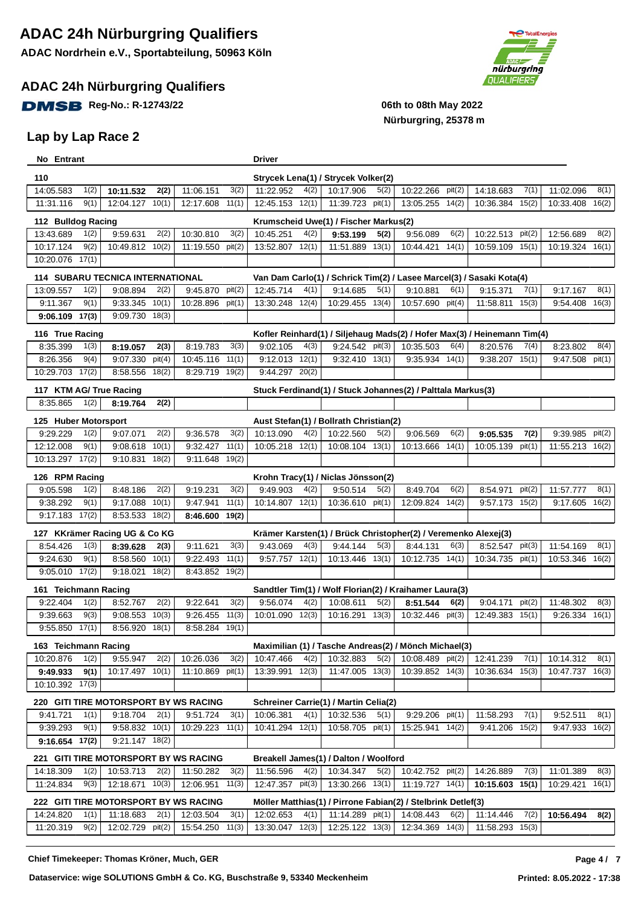# ADAC 24h Nürburgring Qualifiers

**ADAC Nordrhein e.V., Sportabteilung, 50963 Köln**

## ADAC 24h Nürburgring Qualifiers

**DMSB Reg-No.: R-12743/22**

**06th to 08th May 2022**
**Nürburgring, 25378 m**

## Lap by Lap Race 2

**No Entrant** — **Driver**

**110** — Strycek Lena(1) / Strycek Volker(2)

| | | | | | | | |
|---|---|---|---|---|---|---|---|
| 14:05.583 1(2) | **10:11.532 2(2)** | 11:06.151 3(2) | 11:22.952 4(2) | 10:17.906 5(2) | 10:22.266 pit(2) | 14:18.683 7(1) | 11:02.096 8(1) |
| 11:31.116 9(1) | 12:04.127 10(1) | 12:17.608 11(1) | 12:45.153 12(1) | 11:39.723 pit(1) | 13:05.255 14(2) | 10:36.384 15(2) | 10:33.408 16(2) |

**112 Bulldog Racing** — Krumscheid Uwe(1) / Fischer Markus(2)

| | | | | | | | |
|---|---|---|---|---|---|---|---|
| 13:43.689 1(2) | 9:59.631 2(2) | 10:30.810 3(2) | 10:45.251 4(2) | **9:53.199 5(2)** | 9:56.089 6(2) | 10:22.513 pit(2) | 12:56.689 8(2) |
| 10:17.124 9(2) | 10:49.812 10(2) | 11:19.550 pit(2) | 13:52.807 12(1) | 11:51.889 13(1) | 10:44.421 14(1) | 10:59.109 15(1) | 10:19.324 16(1) |
| 10:20.076 17(1) | | | | | | | |

**114 SUBARU TECNICA INTERNATIONAL** — Van Dam Carlo(1) / Schrick Tim(2) / Lasee Marcel(3) / Sasaki Kota(4)

| | | | | | | | |
|---|---|---|---|---|---|---|---|
| 13:09.557 1(2) | 9:08.894 2(2) | 9:45.870 pit(2) | 12:45.714 4(1) | 9:14.685 5(1) | 9:10.881 6(1) | 9:15.371 7(1) | 9:17.167 8(1) |
| 9:11.367 9(1) | 9:33.345 10(1) | 10:28.896 pit(1) | 13:30.248 12(4) | 10:29.455 13(4) | 10:57.690 pit(4) | 11:58.811 15(3) | 9:54.408 16(3) |
| **9:06.109 17(3)** | 9:09.730 18(3) | | | | | | |

**116 True Racing** — Kofler Reinhard(1) / Siljehaug Mads(2) / Hofer Max(3) / Heinemann Tim(4)

| | | | | | | | |
|---|---|---|---|---|---|---|---|
| 8:35.399 1(3) | **8:19.057 2(3)** | 8:19.783 3(3) | 9:02.105 4(3) | 9:24.542 pit(3) | 10:35.503 6(4) | 8:20.576 7(4) | 8:23.802 8(4) |
| 8:26.356 9(4) | 9:07.330 pit(4) | 10:45.116 11(1) | 9:12.013 12(1) | 9:32.410 13(1) | 9:35.934 14(1) | 9:38.207 15(1) | 9:47.508 pit(1) |
| 10:29.703 17(2) | 8:58.556 18(2) | 8:29.719 19(2) | 9:44.297 20(2) | | | | |

**117 KTM AG/ True Racing** — Stuck Ferdinand(1) / Stuck Johannes(2) / Palttala Markus(3)

| | | | | | | | |
|---|---|---|---|---|---|---|---|
| 8:35.865 1(2) | **8:19.764 2(2)** | | | | | | |

**125 Huber Motorsport** — Aust Stefan(1) / Bollrath Christian(2)

| | | | | | | | |
|---|---|---|---|---|---|---|---|
| 9:29.229 1(2) | 9:07.071 2(2) | 9:36.578 3(2) | 10:13.090 4(2) | 10:22.560 5(2) | 9:06.569 6(2) | **9:05.535 7(2)** | 9:39.985 pit(2) |
| 12:12.008 9(1) | 9:08.618 10(1) | 9:32.427 11(1) | 10:05.218 12(1) | 10:08.104 13(1) | 10:13.666 14(1) | 10:05.139 pit(1) | 11:55.213 16(2) |
| 10:13.297 17(2) | 9:10.831 18(2) | 9:11.648 19(2) | | | | | |

**126 RPM Racing** — Krohn Tracy(1) / Niclas Jönsson(2)

| | | | | | | | |
|---|---|---|---|---|---|---|---|
| 9:05.598 1(2) | 8:48.186 2(2) | 9:19.231 3(2) | 9:49.903 4(2) | 9:50.514 5(2) | 8:49.704 6(2) | 8:54.971 pit(2) | 11:57.777 8(1) |
| 9:38.292 9(1) | 9:17.088 10(1) | 9:47.941 11(1) | 10:14.807 12(1) | 10:36.610 pit(1) | 12:09.824 14(2) | 9:57.173 15(2) | 9:17.605 16(2) |
| 9:17.183 17(2) | 8:53.533 18(2) | **8:46.600 19(2)** | | | | | |

**127 KKrämer Racing UG & Co KG** — Krämer Karsten(1) / Brück Christopher(2) / Veremenko Alexej(3)

| | | | | | | | |
|---|---|---|---|---|---|---|---|
| 8:54.426 1(3) | **8:39.628 2(3)** | 9:11.621 3(3) | 9:43.069 4(3) | 9:44.144 5(3) | 8:44.131 6(3) | 8:52.547 pit(3) | 11:54.169 8(1) |
| 9:24.630 9(1) | 8:58.560 10(1) | 9:22.493 11(1) | 9:57.757 12(1) | 10:13.446 13(1) | 10:12.735 14(1) | 10:34.735 pit(1) | 10:53.346 16(2) |
| 9:05.010 17(2) | 9:18.021 18(2) | 8:43.852 19(2) | | | | | |

**161 Teichmann Racing** — Sandtler Tim(1) / Wolf Florian(2) / Kraihamer Laura(3)

| | | | | | | | |
|---|---|---|---|---|---|---|---|
| 9:22.404 1(2) | 8:52.767 2(2) | 9:22.641 3(2) | 9:56.074 4(2) | 10:08.611 5(2) | **8:51.544 6(2)** | 9:04.171 pit(2) | 11:48.302 8(3) |
| 9:39.663 9(3) | 9:08.553 10(3) | 9:26.455 11(3) | 10:01.090 12(3) | 10:16.291 13(3) | 10:32.446 pit(3) | 12:49.383 15(1) | 9:26.334 16(1) |
| 9:55.850 17(1) | 8:56.920 18(1) | 8:58.284 19(1) | | | | | |

**163 Teichmann Racing** — Maximilian (1) / Tasche Andreas(2) / Mönch Michael(3)

| | | | | | | | |
|---|---|---|---|---|---|---|---|
| 10:20.876 1(2) | 9:55.947 2(2) | 10:26.036 3(2) | 10:47.466 4(2) | 10:32.883 5(2) | 10:08.489 pit(2) | 12:41.239 7(1) | 10:14.312 8(1) |
| **9:49.933 9(1)** | 10:17.497 10(1) | 11:10.869 pit(1) | 13:39.991 12(3) | 11:47.005 13(3) | 10:39.852 14(3) | 10:36.634 15(3) | 10:47.737 16(3) |
| 10:10.392 17(3) | | | | | | | |

**220 GITI TIRE MOTORSPORT BY WS RACING** — Schreiner Carrie(1) / Martin Celia(2)

| | | | | | | | |
|---|---|---|---|---|---|---|---|
| 9:41.721 1(1) | 9:18.704 2(1) | 9:51.724 3(1) | 10:06.381 4(1) | 10:32.536 5(1) | 9:29.206 pit(1) | 11:58.293 7(1) | 9:52.511 8(1) |
| 9:39.293 9(1) | 9:58.832 10(1) | 10:29.223 11(1) | 10:41.294 12(1) | 10:58.705 pit(1) | 15:25.941 14(2) | 9:41.206 15(2) | 9:47.933 16(2) |
| **9:16.654 17(2)** | 9:21.147 18(2) | | | | | | |

**221 GITI TIRE MOTORSPORT BY WS RACING** — Breakell James(1) / Dalton / Woolford

| | | | | | | | |
|---|---|---|---|---|---|---|---|
| 14:18.309 1(2) | 10:53.713 2(2) | 11:50.282 3(2) | 11:56.596 4(2) | 10:34.347 5(2) | 10:42.752 pit(2) | 14:26.889 7(3) | 11:01.389 8(3) |
| 11:24.834 9(3) | 12:18.671 10(3) | 12:06.951 11(3) | 12:47.357 pit(3) | 13:30.266 13(1) | 11:19.727 14(1) | **10:15.603 15(1)** | 10:29.421 16(1) |

**222 GITI TIRE MOTORSPORT BY WS RACING** — Möller Matthias(1) / Pirrone Fabian(2) / Stelbrink Detlef(3)

| | | | | | | | |
|---|---|---|---|---|---|---|---|
| 14:24.820 1(1) | 11:18.683 2(1) | 12:03.504 3(1) | 12:02.653 4(1) | 11:14.289 pit(1) | 14:08.443 6(2) | 11:14.446 7(2) | **10:56.494 8(2)** |
| 11:20.319 9(2) | 12:02.729 pit(2) | 15:54.250 11(3) | 13:30.047 12(3) | 12:25.122 13(3) | 12:34.369 14(3) | 11:58.293 15(3) | |

**Chief Timekeeper: Thomas Kröner, Much, GER**

**Dataservice: wige SOLUTIONS GmbH & Co. KG, Buschstraße 9, 53340 Meckenheim**

**Printed: 8.05.2022 - 17:38**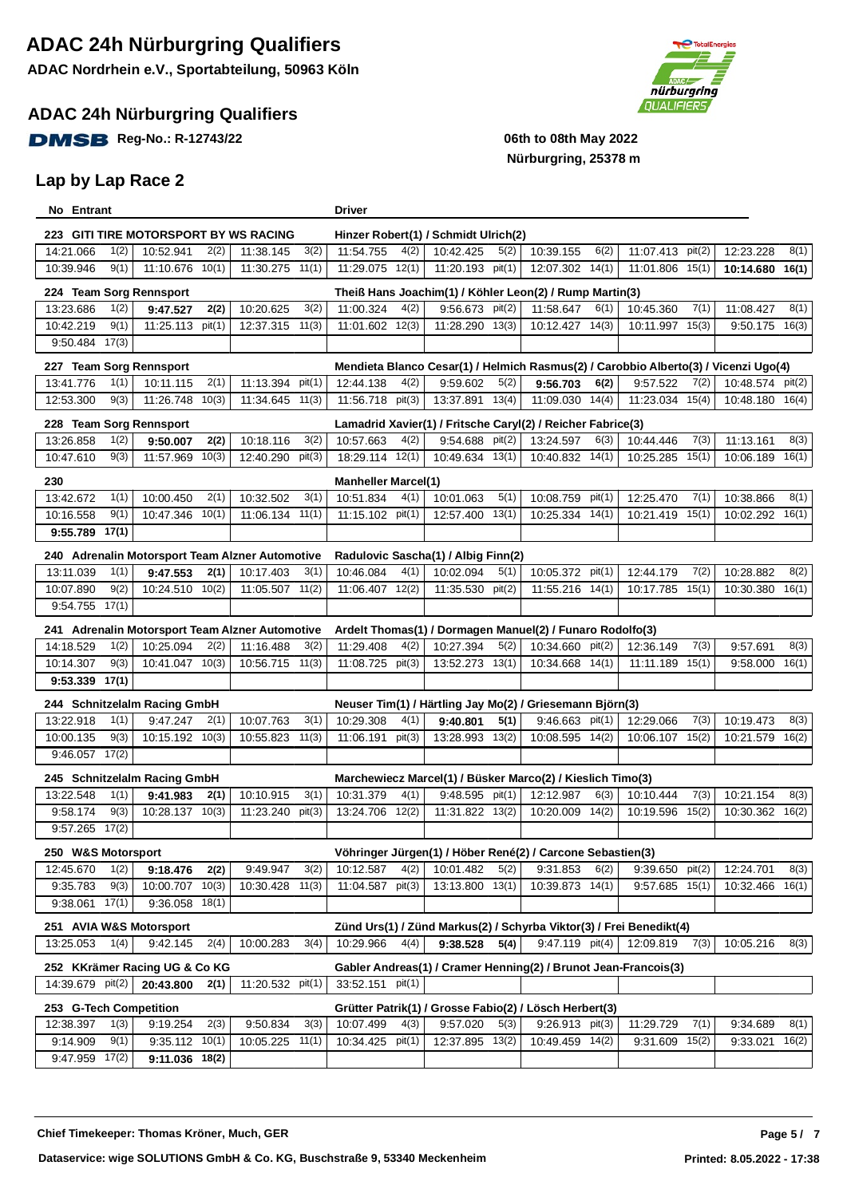# ADAC 24h Nürburgring Qualifiers

**ADAC Nordrhein e.V., Sportabteilung, 50963 Köln**

## ADAC 24h Nürburgring Qualifiers

DMSB Reg-No.: R-12743/22

06th to 08th May 2022
Nürburgring, 25378 m

## Lap by Lap Race 2

**No Entrant** — **Driver**

**223 GITI TIRE MOTORSPORT BY WS RACING** — Hinzer Robert(1) / Schmidt Ulrich(2)

| | | | | | | | | |
|---|---|---|---|---|---|---|---|---|
| 14:21.066 1(2) | 10:52.941 2(2) | 11:38.145 3(2) | 11:54.755 4(2) | 10:42.425 5(2) | 10:39.155 6(2) | 11:07.413 pit(2) | 12:23.228 8(1) | |
| 10:39.946 9(1) | 11:10.676 10(1) | 11:30.275 11(1) | 11:29.075 12(1) | 11:20.193 pit(1) | 12:07.302 14(1) | 11:01.806 15(1) | **10:14.680 16(1)** | |

**224 Team Sorg Rennsport** — Theiß Hans Joachim(1) / Köhler Leon(2) / Rump Martin(3)

| | | | | | | | |
|---|---|---|---|---|---|---|---|
| 13:23.686 1(2) | **9:47.527 2(2)** | 10:20.625 3(2) | 11:00.324 4(2) | 9:56.673 pit(2) | 11:58.647 6(1) | 10:45.360 7(1) | 11:08.427 8(1) |
| 10:42.219 9(1) | 11:25.113 pit(1) | 12:37.315 11(3) | 11:01.602 12(3) | 11:28.290 13(3) | 10:12.427 14(3) | 10:11.997 15(3) | 9:50.175 16(3) |
| 9:50.484 17(3) | | | | | | | |

**227 Team Sorg Rennsport** — Mendieta Blanco Cesar(1) / Helmich Rasmus(2) / Carobbio Alberto(3) / Vicenzi Ugo(4)

| | | | | | | | |
|---|---|---|---|---|---|---|---|
| 13:41.776 1(1) | 10:11.115 2(1) | 11:13.394 pit(1) | 12:44.138 4(2) | 9:59.602 5(2) | **9:56.703 6(2)** | 9:57.522 7(2) | 10:48.574 pit(2) |
| 12:53.300 9(3) | 11:26.748 10(3) | 11:34.645 11(3) | 11:56.718 pit(3) | 13:37.891 13(4) | 11:09.030 14(4) | 11:23.034 15(4) | 10:48.180 16(4) |

**228 Team Sorg Rennsport** — Lamadrid Xavier(1) / Fritsche Caryl(2) / Reicher Fabrice(3)

| | | | | | | | |
|---|---|---|---|---|---|---|---|
| 13:26.858 1(2) | **9:50.007 2(2)** | 10:18.116 3(2) | 10:57.663 4(2) | 9:54.688 pit(2) | 13:24.597 6(3) | 10:44.446 7(3) | 11:13.161 8(3) |
| 10:47.610 9(3) | 11:57.969 10(3) | 12:40.290 pit(3) | 18:29.114 12(1) | 10:49.634 13(1) | 10:40.832 14(1) | 10:25.285 15(1) | 10:06.189 16(1) |

**230** — Manheller Marcel(1)

| | | | | | | | |
|---|---|---|---|---|---|---|---|
| 13:42.672 1(1) | 10:00.450 2(1) | 10:32.502 3(1) | 10:51.834 4(1) | 10:01.063 5(1) | 10:08.759 pit(1) | 12:25.470 7(1) | 10:38.866 8(1) |
| 10:16.558 9(1) | 10:47.346 10(1) | 11:06.134 11(1) | 11:15.102 pit(1) | 12:57.400 13(1) | 10:25.334 14(1) | 10:21.419 15(1) | 10:02.292 16(1) |
| **9:55.789 17(1)** | | | | | | | |

**240 Adrenalin Motorsport Team Alzner Automotive** — Radulovic Sascha(1) / Albig Finn(2)

| | | | | | | | |
|---|---|---|---|---|---|---|---|
| 13:11.039 1(1) | **9:47.553 2(1)** | 10:17.403 3(1) | 10:46.084 4(1) | 10:02.094 5(1) | 10:05.372 pit(1) | 12:44.179 7(2) | 10:28.882 8(2) |
| 10:07.890 9(2) | 10:24.510 10(2) | 11:05.507 11(2) | 11:06.407 12(2) | 11:35.530 pit(2) | 11:55.216 14(1) | 10:17.785 15(1) | 10:30.380 16(1) |
| 9:54.755 17(1) | | | | | | | |

**241 Adrenalin Motorsport Team Alzner Automotive** — Ardelt Thomas(1) / Dormagen Manuel(2) / Funaro Rodolfo(3)

| | | | | | | | |
|---|---|---|---|---|---|---|---|
| 14:18.529 1(2) | 10:25.094 2(2) | 11:16.488 3(2) | 11:29.408 4(2) | 10:27.394 5(2) | 10:34.660 pit(2) | 12:36.149 7(3) | 9:57.691 8(3) |
| 10:14.307 9(3) | 10:41.047 10(3) | 10:56.715 11(3) | 11:08.725 pit(3) | 13:52.273 13(1) | 10:34.668 14(1) | 11:11.189 15(1) | 9:58.000 16(1) |
| **9:53.339 17(1)** | | | | | | | |

**244 Schnitzelalm Racing GmbH** — Neuser Tim(1) / Härtling Jay Mo(2) / Griesemann Björn(3)

| | | | | | | | |
|---|---|---|---|---|---|---|---|
| 13:22.918 1(1) | 9:47.247 2(1) | 10:07.763 3(1) | 10:29.308 4(1) | **9:40.801 5(1)** | 9:46.663 pit(1) | 12:29.066 7(3) | 10:19.473 8(3) |
| 10:00.135 9(3) | 10:15.192 10(3) | 10:55.823 11(3) | 11:06.191 pit(3) | 13:28.993 13(2) | 10:08.595 14(2) | 10:06.107 15(2) | 10:21.579 16(2) |
| 9:46.057 17(2) | | | | | | | |

**245 Schnitzelalm Racing GmbH** — Marchewiecz Marcel(1) / Büsker Marco(2) / Kieslich Timo(3)

| | | | | | | | |
|---|---|---|---|---|---|---|---|
| 13:22.548 1(1) | **9:41.983 2(1)** | 10:10.915 3(1) | 10:31.379 4(1) | 9:48.595 pit(1) | 12:12.987 6(3) | 10:10.444 7(3) | 10:21.154 8(3) |
| 9:58.174 9(3) | 10:28.137 10(3) | 11:23.240 pit(3) | 13:24.706 12(2) | 11:31.822 13(2) | 10:20.009 14(2) | 10:19.596 15(2) | 10:30.362 16(2) |
| 9:57.265 17(2) | | | | | | | |

**250 W&S Motorsport** — Vöhringer Jürgen(1) / Höber René(2) / Carcone Sebastien(3)

| | | | | | | | |
|---|---|---|---|---|---|---|---|
| 12:45.670 1(2) | **9:18.476 2(2)** | 9:49.947 3(2) | 10:12.587 4(2) | 10:01.482 5(2) | 9:31.853 6(2) | 9:39.650 pit(2) | 12:24.701 8(3) |
| 9:35.783 9(3) | 10:00.707 10(3) | 10:30.428 11(3) | 11:04.587 pit(3) | 13:13.800 13(1) | 10:39.873 14(1) | 9:57.685 15(1) | 10:32.466 16(1) |
| 9:38.061 17(1) | 9:36.058 18(1) | | | | | | |

**251 AVIA W&S Motorsport** — Zünd Urs(1) / Zünd Markus(2) / Schyrba Viktor(3) / Frei Benedikt(4)

| | | | | | | | |
|---|---|---|---|---|---|---|---|
| 13:25.053 1(4) | 9:42.145 2(4) | 10:00.283 3(4) | 10:29.966 4(4) | **9:38.528 5(4)** | 9:47.119 pit(4) | 12:09.819 7(3) | 10:05.216 8(3) |

**252 KKrämer Racing UG & Co KG** — Gabler Andreas(1) / Cramer Henning(2) / Brunot Jean-Francois(3)

| | | | | | | | |
|---|---|---|---|---|---|---|---|
| 14:39.679 pit(2) | **20:43.800 2(1)** | 11:20.532 pit(1) | 33:52.151 pit(1) | | | | |

**253 G-Tech Competition** — Grütter Patrik(1) / Grosse Fabio(2) / Lösch Herbert(3)

| | | | | | | | |
|---|---|---|---|---|---|---|---|
| 12:38.397 1(3) | 9:19.254 2(3) | 9:50.834 3(3) | 10:07.499 4(3) | 9:57.020 5(3) | 9:26.913 pit(3) | 11:29.729 7(1) | 9:34.689 8(1) |
| 9:14.909 9(1) | 9:35.112 10(1) | 10:05.225 11(1) | 10:34.425 pit(1) | 12:37.895 13(2) | 10:49.459 14(2) | 9:31.609 15(2) | 9:33.021 16(2) |
| 9:47.959 17(2) | **9:11.036 18(2)** | | | | | | |

**Chief Timekeeper: Thomas Kröner, Much, GER**

Dataservice: wige SOLUTIONS GmbH & Co. KG, Buschstraße 9, 53340 Meckenheim — Printed: 8.05.2022 - 17:38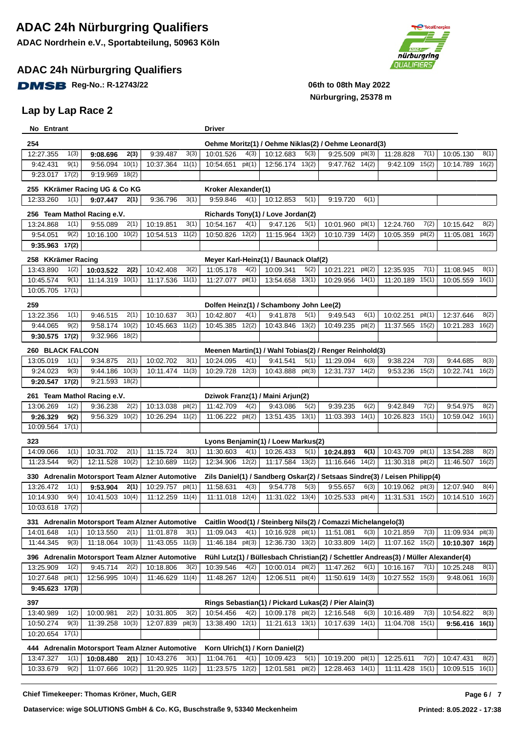# ADAC 24h Nürburgring Qualifiers

**ADAC Nordrhein e.V., Sportabteilung, 50963 Köln**

## ADAC 24h Nürburgring Qualifiers

DMSB Reg-No.: R-12743/22

**06th to 08th May 2022**
**Nürburgring, 25378 m**

## Lap by Lap Race 2

| No Entrant | | | | Driver | | | | |
|---|---|---|---|---|---|---|---|---|
| **254** | | | | Oehme Moritz(1) / Oehme Niklas(2) / Oehme Leonard(3) | | | | |
| 12:27.355 1(3) | **9:08.696 2(3)** | 9:39.487 3(3) | | 10:01.526 4(3) | 10:12.683 5(3) | 9:25.509 pit(3) | 11:28.828 7(1) | 10:05.130 8(1) |
| 9:42.431 9(1) | 9:56.094 10(1) | 10:37.364 11(1) | | 10:54.651 pit(1) | 12:56.174 13(2) | 9:47.762 14(2) | 9:42.109 15(2) | 10:14.789 16(2) |
| 9:23.017 17(2) | 9:19.969 18(2) | | | | | | | |
| **255 KKrämer Racing UG & Co KG** | | | | Kroker Alexander(1) | | | | |
| 12:33.260 1(1) | **9:07.447 2(1)** | 9:36.796 3(1) | | 9:59.846 4(1) | 10:12.853 5(1) | 9:19.720 6(1) | | |
| **256 Team Mathol Racing e.V.** | | | | Richards Tony(1) / Love Jordan(2) | | | | |
| 13:24.868 1(1) | 9:55.089 2(1) | 10:19.851 3(1) | | 10:54.167 4(1) | 9:47.126 5(1) | 10:01.960 pit(1) | 12:24.760 7(2) | 10:15.642 8(2) |
| 9:54.051 9(2) | 10:16.100 10(2) | 10:54.513 11(2) | | 10:50.826 12(2) | 11:15.964 13(2) | 10:10.739 14(2) | 10:05.359 pit(2) | 11:05.081 16(2) |
| **9:35.963 17(2)** | | | | | | | | |
| **258 KKrämer Racing** | | | | Meyer Karl-Heinz(1) / Baunack Olaf(2) | | | | |
| 13:43.890 1(2) | **10:03.522 2(2)** | 10:42.408 3(2) | | 11:05.178 4(2) | 10:09.341 5(2) | 10:21.221 pit(2) | 12:35.935 7(1) | 11:08.945 8(1) |
| 10:45.574 9(1) | 11:14.319 10(1) | 11:17.536 11(1) | | 11:27.077 pit(1) | 13:54.658 13(1) | 10:29.956 14(1) | 11:20.189 15(1) | 10:05.559 16(1) |
| 10:05.705 17(1) | | | | | | | | |
| **259** | | | | Dolfen Heinz(1) / Schambony John Lee(2) | | | | |
| 13:22.356 1(1) | 9:46.515 2(1) | 10:10.637 3(1) | | 10:42.807 4(1) | 9:41.878 5(1) | 9:49.543 6(1) | 10:02.251 pit(1) | 12:37.646 8(2) |
| 9:44.065 9(2) | 9:58.174 10(2) | 10:45.663 11(2) | | 10:45.385 12(2) | 10:43.846 13(2) | 10:49.235 pit(2) | 11:37.565 15(2) | 10:21.283 16(2) |
| **9:30.575 17(2)** | 9:32.966 18(2) | | | | | | | |
| **260 BLACK FALCON** | | | | Meenen Martin(1) / Wahl Tobias(2) / Renger Reinhold(3) | | | | |
| 13:05.019 1(1) | 9:34.875 2(1) | 10:02.702 3(1) | | 10:24.095 4(1) | 9:41.541 5(1) | 11:29.094 6(3) | 9:38.224 7(3) | 9:44.685 8(3) |
| 9:24.023 9(3) | 9:44.186 10(3) | 10:11.474 11(3) | | 10:29.728 12(3) | 10:43.888 pit(3) | 12:31.737 14(2) | 9:53.236 15(2) | 10:22.741 16(2) |
| **9:20.547 17(2)** | 9:21.593 18(2) | | | | | | | |
| **261 Team Mathol Racing e.V.** | | | | Dziwok Franz(1) / Maini Arjun(2) | | | | |
| 13:06.269 1(2) | 9:36.238 2(2) | 10:13.038 pit(2) | | 11:42.709 4(2) | 9:43.086 5(2) | 9:39.235 6(2) | 9:42.849 7(2) | 9:54.975 8(2) |
| **9:26.329 9(2)** | 9:56.329 10(2) | 10:26.294 11(2) | | 11:06.222 pit(2) | 13:51.435 13(1) | 11:03.393 14(1) | 10:26.823 15(1) | 10:59.042 16(1) |
| 10:09.564 17(1) | | | | | | | | |
| **323** | | | | Lyons Benjamin(1) / Loew Markus(2) | | | | |
| 14:09.066 1(1) | 10:31.702 2(1) | 11:15.724 3(1) | | 11:30.603 4(1) | 10:26.433 5(1) | **10:24.893 6(1)** | 10:43.709 pit(1) | 13:54.288 8(2) |
| 11:23.544 9(2) | 12:11.528 10(2) | 12:10.689 11(2) | | 12:34.906 12(2) | 11:17.584 13(2) | 11:16.646 14(2) | 11:30.318 pit(2) | 11:46.507 16(2) |
| **330 Adrenalin Motorsport Team Alzner Automotive** | | | | Zils Daniel(1) / Sandberg Oskar(2) / Setsaas Sindre(3) / Leisen Philipp(4) | | | | |
| 13:26.472 1(1) | **9:53.904 2(1)** | 10:29.757 pit(1) | | 11:58.631 4(3) | 9:54.778 5(3) | 9:55.657 6(3) | 10:19.062 pit(3) | 12:07.940 8(4) |
| 10:14.930 9(4) | 10:41.503 10(4) | 11:12.259 11(4) | | 11:11.018 12(4) | 11:31.022 13(4) | 10:25.533 pit(4) | 11:31.531 15(2) | 10:14.510 16(2) |
| 10:03.618 17(2) | | | | | | | | |
| **331 Adrenalin Motorsport Team Alzner Automotive** | | | | Caitlin Wood(1) / Steinberg Nils(2) / Comazzi Michelangelo(3) | | | | |
| 14:01.648 1(1) | 10:13.550 2(1) | 11:01.878 3(1) | | 11:09.043 4(1) | 10:16.928 pit(1) | 11:51.081 6(3) | 10:21.859 7(3) | 11:09.934 pit(3) |
| 11:44.345 9(3) | 11:18.064 10(3) | 11:43.055 11(3) | | 11:46.184 pit(3) | 12:36.730 13(2) | 10:33.809 14(2) | 11:07.162 15(2) | **10:10.307 16(2)** |
| **396 Adrenalin Motorsport Team Alzner Automotive** | | | | Rühl Lutz(1) / Büllesbach Christian(2) / Schettler Andreas(3) / Müller Alexander(4) | | | | |
| 13:25.909 1(2) | 9:45.714 2(2) | 10:18.806 3(2) | | 10:39.546 4(2) | 10:00.014 pit(2) | 11:47.262 6(1) | 10:16.167 7(1) | 10:25.248 8(1) |
| 10:27.648 pit(1) | 12:56.995 10(4) | 11:46.629 11(4) | | 11:48.267 12(4) | 12:06.511 pit(4) | 11:50.619 14(3) | 10:27.552 15(3) | 9:48.061 16(3) |
| **9:45.623 17(3)** | | | | | | | | |
| **397** | | | | Rings Sebastian(1) / Pickard Lukas(2) / Pier Alain(3) | | | | |
| 13:40.989 1(2) | 10:00.981 2(2) | 10:31.805 3(2) | | 10:54.456 4(2) | 10:09.178 pit(2) | 12:16.548 6(3) | 10:16.489 7(3) | 10:54.822 8(3) |
| 10:50.274 9(3) | 11:39.258 10(3) | 12:07.839 pit(3) | | 13:38.490 12(1) | 11:21.613 13(1) | 10:17.639 14(1) | 11:04.708 15(1) | **9:56.416 16(1)** |
| 10:20.654 17(1) | | | | | | | | |
| **444 Adrenalin Motorsport Team Alzner Automotive** | | | | Korn Ulrich(1) / Korn Daniel(2) | | | | |
| 13:47.327 1(1) | **10:08.480 2(1)** | 10:43.276 3(1) | | 11:04.761 4(1) | 10:09.423 5(1) | 10:19.200 pit(1) | 12:25.611 7(2) | 10:47.431 8(2) |
| 10:33.679 9(2) | 11:07.666 10(2) | 11:20.925 11(2) | | 11:23.575 12(2) | 12:01.581 pit(2) | 12:28.463 14(1) | 11:11.428 15(1) | 10:09.515 16(1) |

**Chief Timekeeper: Thomas Kröner, Much, GER**

**Dataservice: wige SOLUTIONS GmbH & Co. KG, Buschstraße 9, 53340 Meckenheim**

**Printed: 8.05.2022 - 17:38**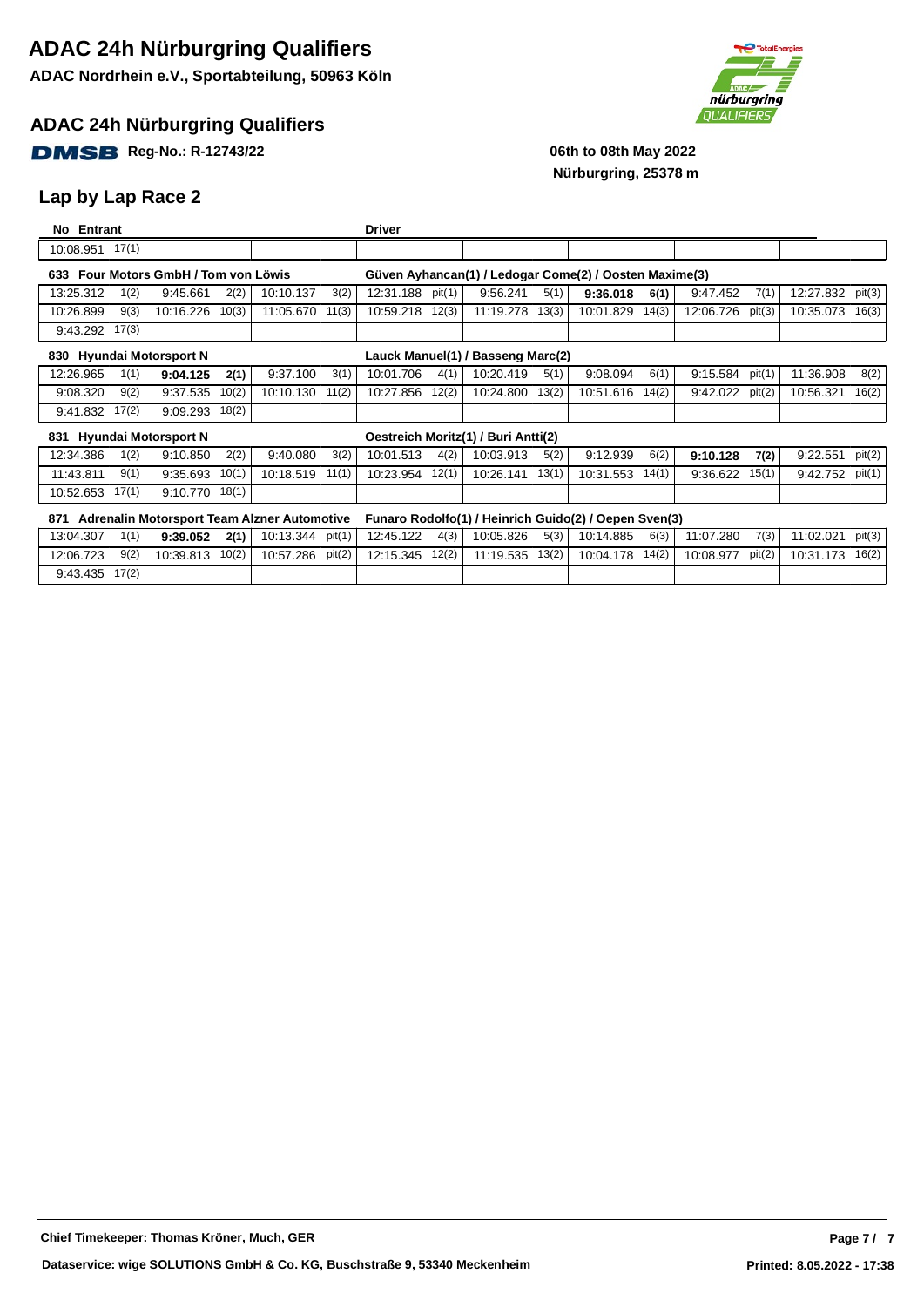# ADAC 24h Nürburgring Qualifiers

**ADAC Nordrhein e.V., Sportabteilung, 50963 Köln**

## ADAC 24h Nürburgring Qualifiers

**Reg-No.: R-12743/22**

**06th to 08th May 2022**
**Nürburgring, 25378 m**

## Lap by Lap Race 2

| No Entrant | | | Driver | | | | |
|---|---|---|---|---|---|---|---|
| 10:08.951 17(1) | | | | | | | |

**633 Four Motors GmbH / Tom von Löwis** — Güven Ayhancan(1) / Ledogar Come(2) / Oosten Maxime(3)

| | | | | | | | |
|---|---|---|---|---|---|---|---|
| 13:25.312 1(2) | 9:45.661 2(2) | 10:10.137 3(2) | 12:31.188 pit(1) | 9:56.241 5(1) | **9:36.018 6(1)** | 9:47.452 7(1) | 12:27.832 pit(3) |
| 10:26.899 9(3) | 10:16.226 10(3) | 11:05.670 11(3) | 10:59.218 12(3) | 11:19.278 13(3) | 10:01.829 14(3) | 12:06.726 pit(3) | 10:35.073 16(3) |
| 9:43.292 17(3) | | | | | | | |

**830 Hyundai Motorsport N** — Lauck Manuel(1) / Basseng Marc(2)

| | | | | | | | |
|---|---|---|---|---|---|---|---|
| 12:26.965 1(1) | **9:04.125 2(1)** | 9:37.100 3(1) | 10:01.706 4(1) | 10:20.419 5(1) | 9:08.094 6(1) | 9:15.584 pit(1) | 11:36.908 8(2) |
| 9:08.320 9(2) | 9:37.535 10(2) | 10:10.130 11(2) | 10:27.856 12(2) | 10:24.800 13(2) | 10:51.616 14(2) | 9:42.022 pit(2) | 10:56.321 16(2) |
| 9:41.832 17(2) | 9:09.293 18(2) | | | | | | |

**831 Hyundai Motorsport N** — Oestreich Moritz(1) / Buri Antti(2)

| | | | | | | | |
|---|---|---|---|---|---|---|---|
| 12:34.386 1(2) | 9:10.850 2(2) | 9:40.080 3(2) | 10:01.513 4(2) | 10:03.913 5(2) | 9:12.939 6(2) | **9:10.128 7(2)** | 9:22.551 pit(2) |
| 11:43.811 9(1) | 9:35.693 10(1) | 10:18.519 11(1) | 10:23.954 12(1) | 10:26.141 13(1) | 10:31.553 14(1) | 9:36.622 15(1) | 9:42.752 pit(1) |
| 10:52.653 17(1) | 9:10.770 18(1) | | | | | | |

**871 Adrenalin Motorsport Team Alzner Automotive** — Funaro Rodolfo(1) / Heinrich Guido(2) / Oepen Sven(3)

| | | | | | | | |
|---|---|---|---|---|---|---|---|
| 13:04.307 1(1) | **9:39.052 2(1)** | 10:13.344 pit(1) | 12:45.122 4(3) | 10:05.826 5(3) | 10:14.885 6(3) | 11:07.280 7(3) | 11:02.021 pit(3) |
| 12:06.723 9(2) | 10:39.813 10(2) | 10:57.286 pit(2) | 12:15.345 12(2) | 11:19.535 13(2) | 10:04.178 14(2) | 10:08.977 pit(2) | 10:31.173 16(2) |
| 9:43.435 17(2) | | | | | | | |

**Chief Timekeeper: Thomas Kröner, Much, GER**

**Dataservice: wige SOLUTIONS GmbH & Co. KG, Buschstraße 9, 53340 Meckenheim**

**Printed: 8.05.2022 - 17:38**